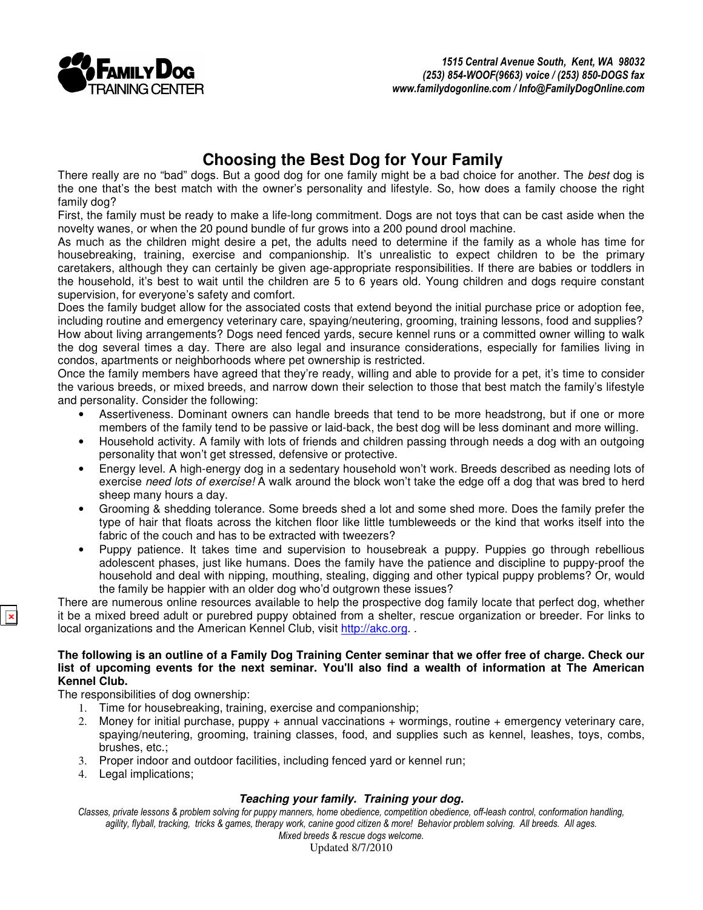FAMILY DOG TRAINING CENTER

*1515 Central Avenue South, Kent, WA 98032*
*(253) 854-WOOF(9663) voice / (253) 850-DOGS fax*
*www.familydogonline.com / Info@FamilyDogOnline.com*

# Choosing the Best Dog for Your Family

There really are no "bad" dogs. But a good dog for one family might be a bad choice for another. The *best* dog is the one that's the best match with the owner's personality and lifestyle. So, how does a family choose the right family dog?

First, the family must be ready to make a life-long commitment. Dogs are not toys that can be cast aside when the novelty wanes, or when the 20 pound bundle of fur grows into a 200 pound drool machine.

As much as the children might desire a pet, the adults need to determine if the family as a whole has time for housebreaking, training, exercise and companionship. It's unrealistic to expect children to be the primary caretakers, although they can certainly be given age-appropriate responsibilities. If there are babies or toddlers in the household, it's best to wait until the children are 5 to 6 years old. Young children and dogs require constant supervision, for everyone's safety and comfort.

Does the family budget allow for the associated costs that extend beyond the initial purchase price or adoption fee, including routine and emergency veterinary care, spaying/neutering, grooming, training lessons, food and supplies?

How about living arrangements? Dogs need fenced yards, secure kennel runs or a committed owner willing to walk the dog several times a day. There are also legal and insurance considerations, especially for families living in condos, apartments or neighborhoods where pet ownership is restricted.

Once the family members have agreed that they're ready, willing and able to provide for a pet, it's time to consider the various breeds, or mixed breeds, and narrow down their selection to those that best match the family's lifestyle and personality. Consider the following:

- Assertiveness. Dominant owners can handle breeds that tend to be more headstrong, but if one or more members of the family tend to be passive or laid-back, the best dog will be less dominant and more willing.
- Household activity. A family with lots of friends and children passing through needs a dog with an outgoing personality that won't get stressed, defensive or protective.
- Energy level. A high-energy dog in a sedentary household won't work. Breeds described as needing lots of exercise *need lots of exercise!* A walk around the block won't take the edge off a dog that was bred to herd sheep many hours a day.
- Grooming & shedding tolerance. Some breeds shed a lot and some shed more. Does the family prefer the type of hair that floats across the kitchen floor like little tumbleweeds or the kind that works itself into the fabric of the couch and has to be extracted with tweezers?
- Puppy patience. It takes time and supervision to housebreak a puppy. Puppies go through rebellious adolescent phases, just like humans. Does the family have the patience and discipline to puppy-proof the household and deal with nipping, mouthing, stealing, digging and other typical puppy problems? Or, would the family be happier with an older dog who'd outgrown these issues?

There are numerous online resources available to help the prospective dog family locate that perfect dog, whether it be a mixed breed adult or purebred puppy obtained from a shelter, rescue organization or breeder. For links to local organizations and the American Kennel Club, visit http://akc.org. .

**The following is an outline of a Family Dog Training Center seminar that we offer free of charge. Check our list of upcoming events for the next seminar. You'll also find a wealth of information at The American Kennel Club.**

The responsibilities of dog ownership:

1. Time for housebreaking, training, exercise and companionship;
2. Money for initial purchase, puppy + annual vaccinations + wormings, routine + emergency veterinary care, spaying/neutering, grooming, training classes, food, and supplies such as kennel, leashes, toys, combs, brushes, etc.;
3. Proper indoor and outdoor facilities, including fenced yard or kennel run;
4. Legal implications;

***Teaching your family. Training your dog.***

*Classes, private lessons & problem solving for puppy manners, home obedience, competition obedience, off-leash control, conformation handling, agility, flyball, tracking, tricks & games, therapy work, canine good citizen & more! Behavior problem solving. All breeds. All ages. Mixed breeds & rescue dogs welcome.*

Updated 8/7/2010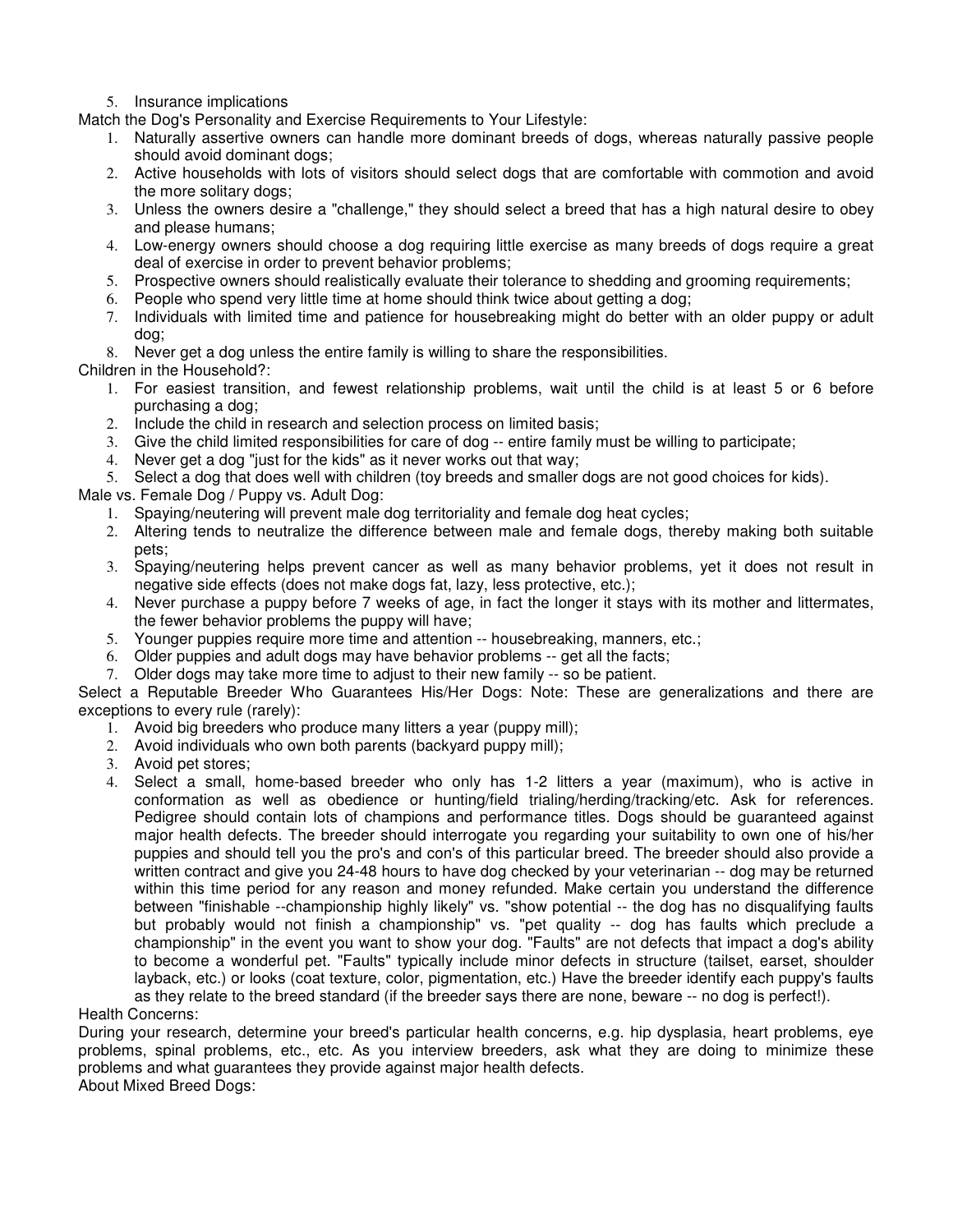5. Insurance implications

Match the Dog's Personality and Exercise Requirements to Your Lifestyle:

1. Naturally assertive owners can handle more dominant breeds of dogs, whereas naturally passive people should avoid dominant dogs;
2. Active households with lots of visitors should select dogs that are comfortable with commotion and avoid the more solitary dogs;
3. Unless the owners desire a "challenge," they should select a breed that has a high natural desire to obey and please humans;
4. Low-energy owners should choose a dog requiring little exercise as many breeds of dogs require a great deal of exercise in order to prevent behavior problems;
5. Prospective owners should realistically evaluate their tolerance to shedding and grooming requirements;
6. People who spend very little time at home should think twice about getting a dog;
7. Individuals with limited time and patience for housebreaking might do better with an older puppy or adult dog;
8. Never get a dog unless the entire family is willing to share the responsibilities.

Children in the Household?:

1. For easiest transition, and fewest relationship problems, wait until the child is at least 5 or 6 before purchasing a dog;
2. Include the child in research and selection process on limited basis;
3. Give the child limited responsibilities for care of dog -- entire family must be willing to participate;
4. Never get a dog "just for the kids" as it never works out that way;
5. Select a dog that does well with children (toy breeds and smaller dogs are not good choices for kids).

Male vs. Female Dog / Puppy vs. Adult Dog:

1. Spaying/neutering will prevent male dog territoriality and female dog heat cycles;
2. Altering tends to neutralize the difference between male and female dogs, thereby making both suitable pets;
3. Spaying/neutering helps prevent cancer as well as many behavior problems, yet it does not result in negative side effects (does not make dogs fat, lazy, less protective, etc.);
4. Never purchase a puppy before 7 weeks of age, in fact the longer it stays with its mother and littermates, the fewer behavior problems the puppy will have;
5. Younger puppies require more time and attention -- housebreaking, manners, etc.;
6. Older puppies and adult dogs may have behavior problems -- get all the facts;
7. Older dogs may take more time to adjust to their new family -- so be patient.

Select a Reputable Breeder Who Guarantees His/Her Dogs: Note: These are generalizations and there are exceptions to every rule (rarely):

1. Avoid big breeders who produce many litters a year (puppy mill);
2. Avoid individuals who own both parents (backyard puppy mill);
3. Avoid pet stores;
4. Select a small, home-based breeder who only has 1-2 litters a year (maximum), who is active in conformation as well as obedience or hunting/field trialing/herding/tracking/etc. Ask for references. Pedigree should contain lots of champions and performance titles. Dogs should be guaranteed against major health defects. The breeder should interrogate you regarding your suitability to own one of his/her puppies and should tell you the pro's and con's of this particular breed. The breeder should also provide a written contract and give you 24-48 hours to have dog checked by your veterinarian -- dog may be returned within this time period for any reason and money refunded. Make certain you understand the difference between "finishable --championship highly likely" vs. "show potential -- the dog has no disqualifying faults but probably would not finish a championship" vs. "pet quality -- dog has faults which preclude a championship" in the event you want to show your dog. "Faults" are not defects that impact a dog's ability to become a wonderful pet. "Faults" typically include minor defects in structure (tailset, earset, shoulder layback, etc.) or looks (coat texture, color, pigmentation, etc.) Have the breeder identify each puppy's faults as they relate to the breed standard (if the breeder says there are none, beware -- no dog is perfect!).

Health Concerns:

During your research, determine your breed's particular health concerns, e.g. hip dysplasia, heart problems, eye problems, spinal problems, etc., etc. As you interview breeders, ask what they are doing to minimize these problems and what guarantees they provide against major health defects.

About Mixed Breed Dogs: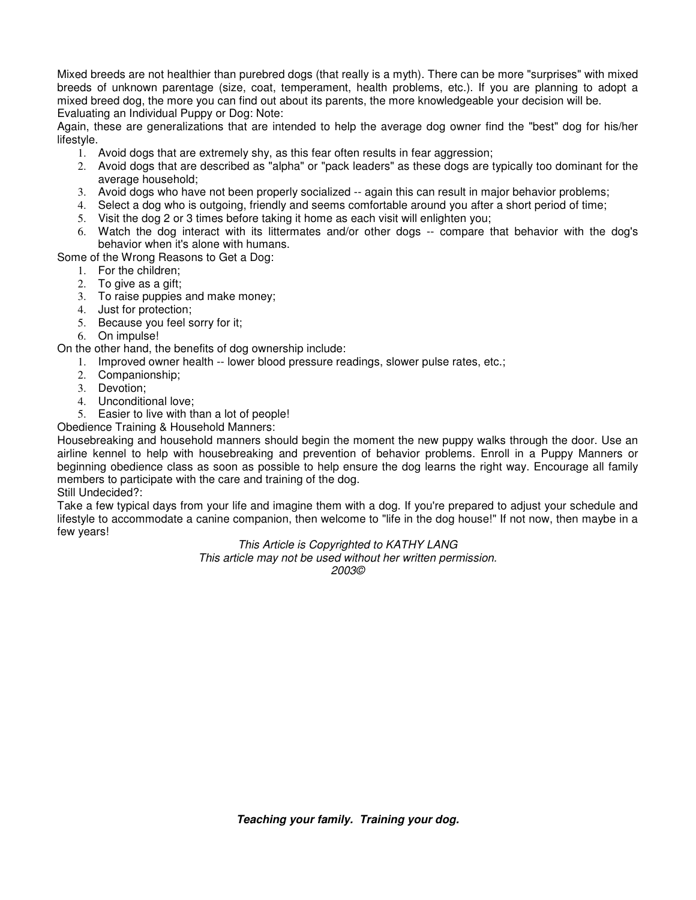Mixed breeds are not healthier than purebred dogs (that really is a myth). There can be more "surprises" with mixed breeds of unknown parentage (size, coat, temperament, health problems, etc.). If you are planning to adopt a mixed breed dog, the more you can find out about its parents, the more knowledgeable your decision will be.

Evaluating an Individual Puppy or Dog: Note:

Again, these are generalizations that are intended to help the average dog owner find the "best" dog for his/her lifestyle.

1. Avoid dogs that are extremely shy, as this fear often results in fear aggression;
2. Avoid dogs that are described as "alpha" or "pack leaders" as these dogs are typically too dominant for the average household;
3. Avoid dogs who have not been properly socialized -- again this can result in major behavior problems;
4. Select a dog who is outgoing, friendly and seems comfortable around you after a short period of time;
5. Visit the dog 2 or 3 times before taking it home as each visit will enlighten you;
6. Watch the dog interact with its littermates and/or other dogs -- compare that behavior with the dog's behavior when it's alone with humans.

Some of the Wrong Reasons to Get a Dog:

1. For the children;
2. To give as a gift;
3. To raise puppies and make money;
4. Just for protection;
5. Because you feel sorry for it;
6. On impulse!

On the other hand, the benefits of dog ownership include:

1. Improved owner health -- lower blood pressure readings, slower pulse rates, etc.;
2. Companionship;
3. Devotion;
4. Unconditional love;
5. Easier to live with than a lot of people!

Obedience Training & Household Manners:

Housebreaking and household manners should begin the moment the new puppy walks through the door. Use an airline kennel to help with housebreaking and prevention of behavior problems. Enroll in a Puppy Manners or beginning obedience class as soon as possible to help ensure the dog learns the right way. Encourage all family members to participate with the care and training of the dog.

Still Undecided?:

Take a few typical days from your life and imagine them with a dog. If you're prepared to adjust your schedule and lifestyle to accommodate a canine companion, then welcome to "life in the dog house!" If not now, then maybe in a few years!

*This Article is Copyrighted to KATHY LANG*
*This article may not be used without her written permission.*
*2003©*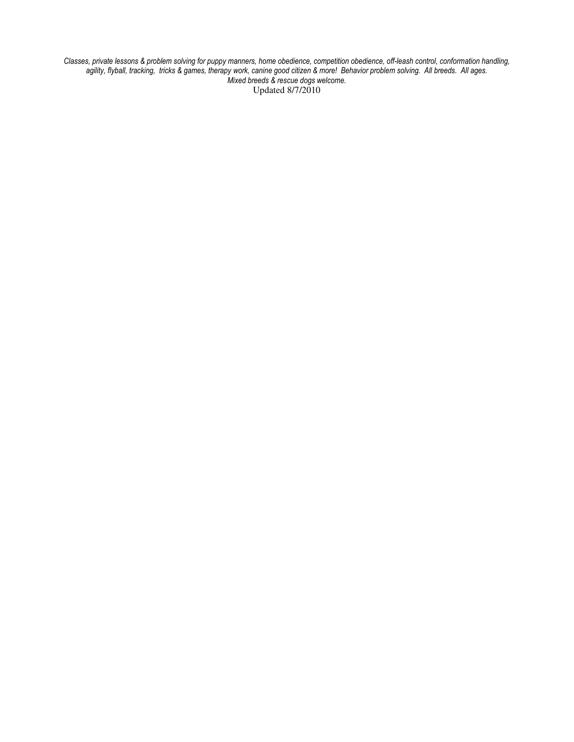*Classes, private lessons & problem solving for puppy manners, home obedience, competition obedience, off-leash control, conformation handling, agility, flyball, tracking, tricks & games, therapy work, canine good citizen & more! Behavior problem solving. All breeds. All ages.*
*Mixed breeds & rescue dogs welcome.*

Updated 8/7/2010